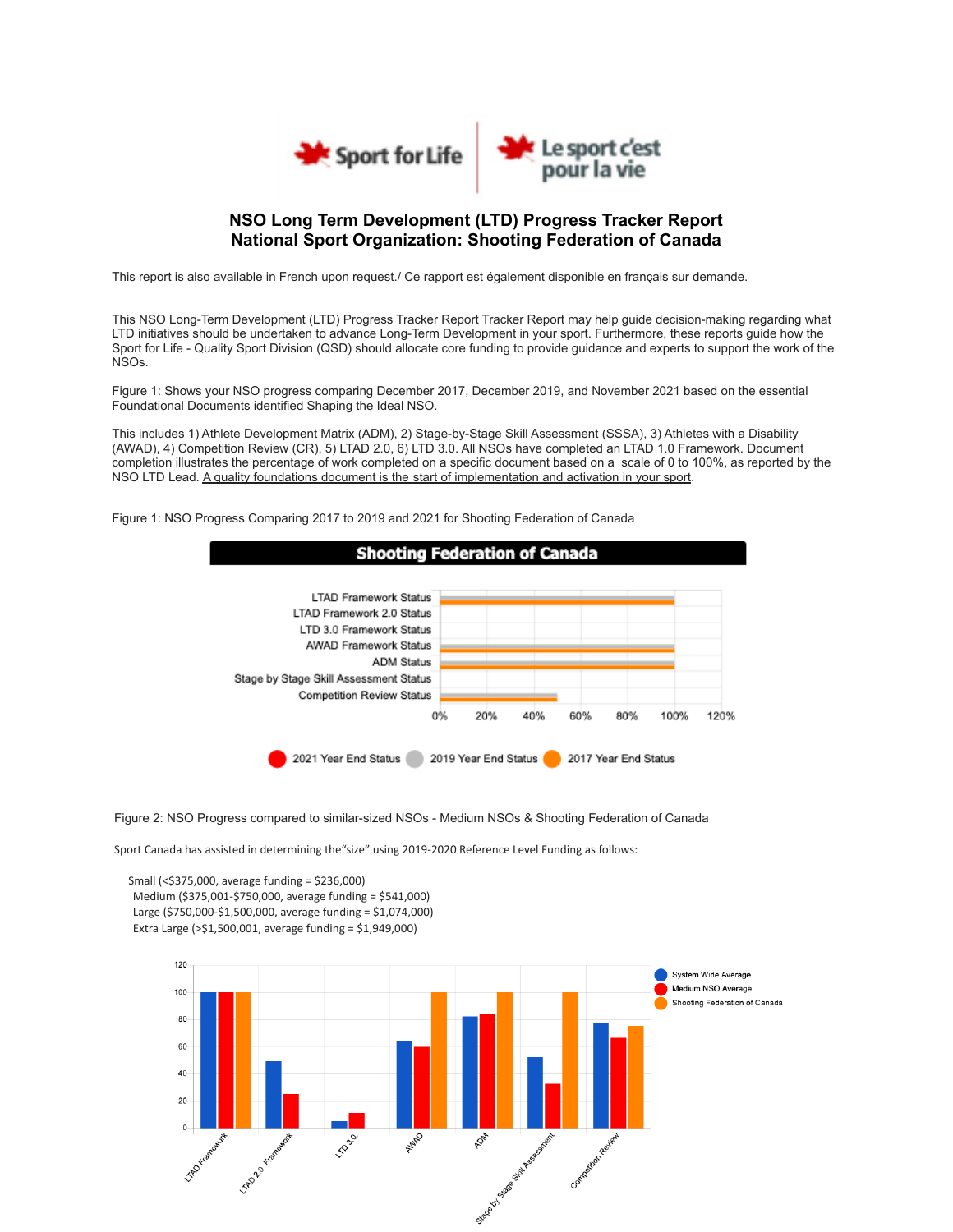Sport for Life | Le sport c'est pour la vie

# NSO Long Term Development (LTD) Progress Tracker Report
## National Sport Organization: Shooting Federation of Canada

This report is also available in French upon request./ Ce rapport est également disponible en français sur demande.

This NSO Long-Term Development (LTD) Progress Tracker Report Tracker Report may help guide decision-making regarding what LTD initiatives should be undertaken to advance Long-Term Development in your sport. Furthermore, these reports guide how the Sport for Life - Quality Sport Division (QSD) should allocate core funding to provide guidance and experts to support the work of the NSOs.

Figure 1: Shows your NSO progress comparing December 2017, December 2019, and November 2021 based on the essential Foundational Documents identified Shaping the Ideal NSO.

This includes 1) Athlete Development Matrix (ADM), 2) Stage-by-Stage Skill Assessment (SSSA), 3) Athletes with a Disability (AWAD), 4) Competition Review (CR), 5) LTAD 2.0, 6) LTD 3.0. All NSOs have completed an LTAD 1.0 Framework. Document completion illustrates the percentage of work completed on a specific document based on a scale of 0 to 100%, as reported by the NSO LTD Lead. A quality foundations document is the start of implementation and activation in your sport.

Figure 1: NSO Progress Comparing 2017 to 2019 and 2021 for Shooting Federation of Canada

Figure 2: NSO Progress compared to similar-sized NSOs - Medium NSOs & Shooting Federation of Canada

Sport Canada has assisted in determining the"size" using 2019-2020 Reference Level Funding as follows:

- Small (<$375,000, average funding = $236,000)
- Medium ($375,001-$750,000, average funding = $541,000)
- Large ($750,000-$1,500,000, average funding = $1,074,000)
- Extra Large (>$1,500,001, average funding = $1,949,000)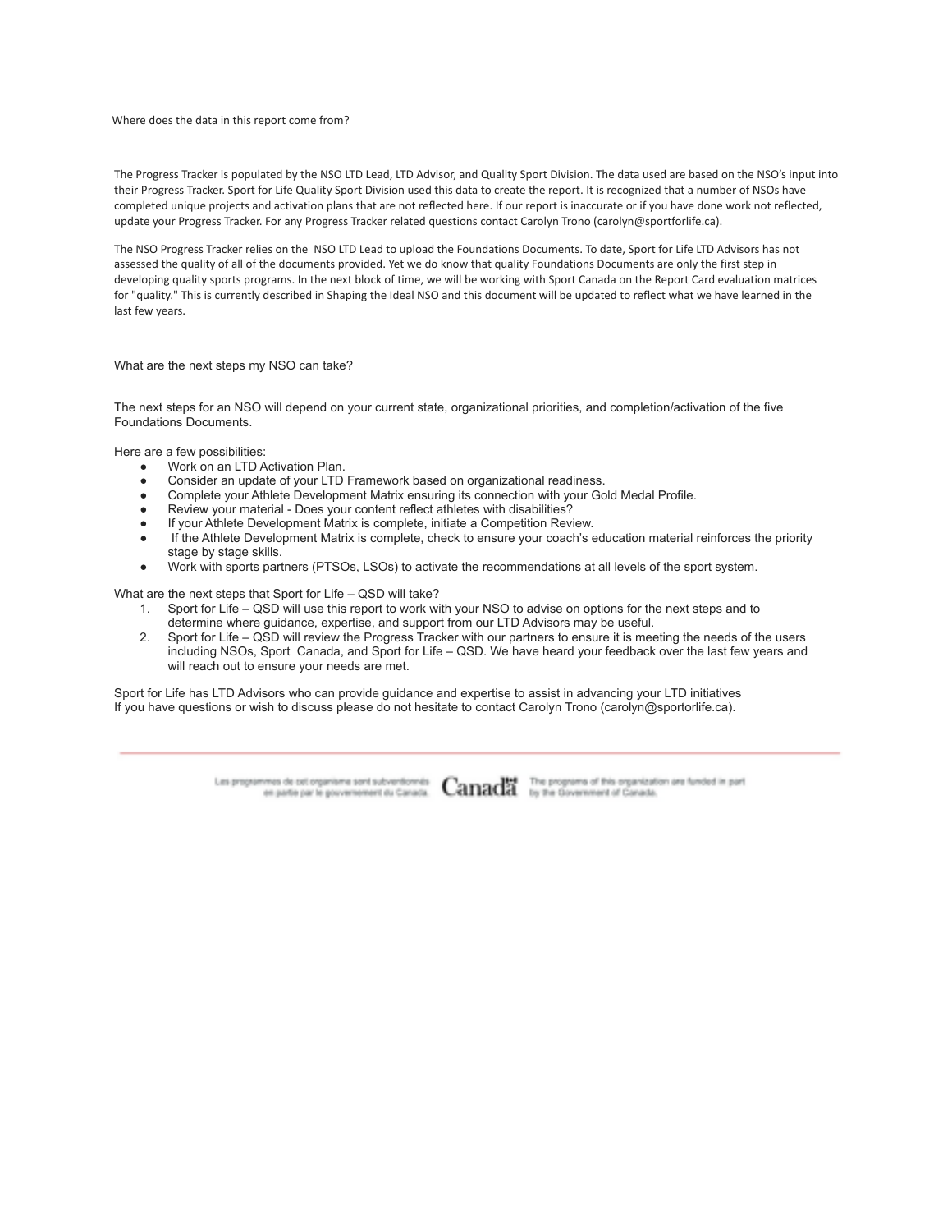Where does the data in this report come from?

The Progress Tracker is populated by the NSO LTD Lead, LTD Advisor, and Quality Sport Division. The data used are based on the NSO's input into their Progress Tracker. Sport for Life Quality Sport Division used this data to create the report. It is recognized that a number of NSOs have completed unique projects and activation plans that are not reflected here. If our report is inaccurate or if you have done work not reflected, update your Progress Tracker. For any Progress Tracker related questions contact Carolyn Trono (carolyn@sportforlife.ca).

The NSO Progress Tracker relies on the NSO LTD Lead to upload the Foundations Documents. To date, Sport for Life LTD Advisors has not assessed the quality of all of the documents provided. Yet we do know that quality Foundations Documents are only the first step in developing quality sports programs. In the next block of time, we will be working with Sport Canada on the Report Card evaluation matrices for "quality." This is currently described in Shaping the Ideal NSO and this document will be updated to reflect what we have learned in the last few years.

What are the next steps my NSO can take?

The next steps for an NSO will depend on your current state, organizational priorities, and completion/activation of the five Foundations Documents.

Here are a few possibilities:

- Work on an LTD Activation Plan.
- Consider an update of your LTD Framework based on organizational readiness.
- Complete your Athlete Development Matrix ensuring its connection with your Gold Medal Profile.
- Review your material - Does your content reflect athletes with disabilities?
- If your Athlete Development Matrix is complete, initiate a Competition Review.
- If the Athlete Development Matrix is complete, check to ensure your coach's education material reinforces the priority stage by stage skills.
- Work with sports partners (PTSOs, LSOs) to activate the recommendations at all levels of the sport system.

What are the next steps that Sport for Life – QSD will take?

1. Sport for Life – QSD will use this report to work with your NSO to advise on options for the next steps and to determine where guidance, expertise, and support from our LTD Advisors may be useful.
2. Sport for Life – QSD will review the Progress Tracker with our partners to ensure it is meeting the needs of the users including NSOs, Sport Canada, and Sport for Life – QSD. We have heard your feedback over the last few years and will reach out to ensure your needs are met.

Sport for Life has LTD Advisors who can provide guidance and expertise to assist in advancing your LTD initiatives
If you have questions or wish to discuss please do not hesitate to contact Carolyn Trono (carolyn@sportorlife.ca).

Les programmes de cet organisme sont subventionnés en partie par le gouvernement du Canada. Canada The programs of this organization are funded in part by the Government of Canada.